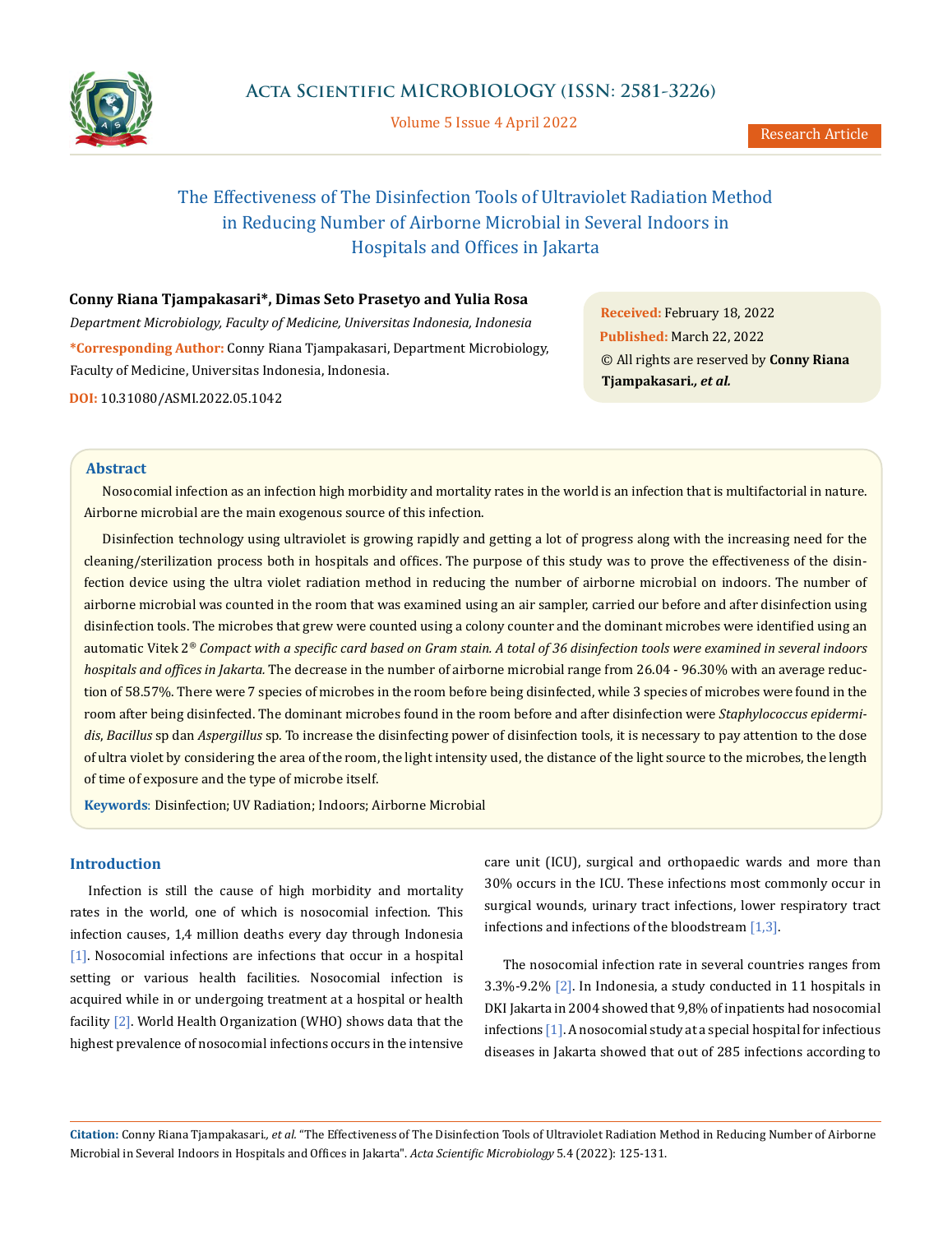# The Effectiveness of The Disinfection Tools of Ultraviolet Radiation Method in Reducing Number of Airborne Microbial in Several Indoors in Hospitals and Offices in Jakarta

**Conny Riana Tjampakasari*, Dimas Seto Prasetyo and Yulia Rosa**

*Department Microbiology, Faculty of Medicine, Universitas Indonesia, Indonesia*

***Corresponding Author:** Conny Riana Tjampakasari, Department Microbiology, Faculty of Medicine, Universitas Indonesia, Indonesia.

**DOI:** 10.31080/ASMI.2022.05.1042

**Received:** February 18, 2022
**Published:** March 22, 2022
© All rights are reserved by **Conny Riana Tjampakasari., *et al.***

## Abstract

Nosocomial infection as an infection high morbidity and mortality rates in the world is an infection that is multifactorial in nature. Airborne microbial are the main exogenous source of this infection.

Disinfection technology using ultraviolet is growing rapidly and getting a lot of progress along with the increasing need for the cleaning/sterilization process both in hospitals and offices. The purpose of this study was to prove the effectiveness of the disinfection device using the ultra violet radiation method in reducing the number of airborne microbial on indoors. The number of airborne microbial was counted in the room that was examined using an air sampler, carried our before and after disinfection using disinfection tools. The microbes that grew were counted using a colony counter and the dominant microbes were identified using an automatic Vitek 2® *Compact with a specific card based on Gram stain. A total of 36 disinfection tools were examined in several indoors hospitals and offices in Jakarta.* The decrease in the number of airborne microbial range from 26.04 - 96.30% with an average reduction of 58.57%. There were 7 species of microbes in the room before being disinfected, while 3 species of microbes were found in the room after being disinfected. The dominant microbes found in the room before and after disinfection were *Staphylococcus epidermidis*, *Bacillus* sp dan *Aspergillus* sp. To increase the disinfecting power of disinfection tools, it is necessary to pay attention to the dose of ultra violet by considering the area of the room, the light intensity used, the distance of the light source to the microbes, the length of time of exposure and the type of microbe itself.

**Keywords**: Disinfection; UV Radiation; Indoors; Airborne Microbial

## Introduction

Infection is still the cause of high morbidity and mortality rates in the world, one of which is nosocomial infection. This infection causes, 1,4 million deaths every day through Indonesia [1]. Nosocomial infections are infections that occur in a hospital setting or various health facilities. Nosocomial infection is acquired while in or undergoing treatment at a hospital or health facility [2]. World Health Organization (WHO) shows data that the highest prevalence of nosocomial infections occurs in the intensive care unit (ICU), surgical and orthopaedic wards and more than 30% occurs in the ICU. These infections most commonly occur in surgical wounds, urinary tract infections, lower respiratory tract infections and infections of the bloodstream [1,3].

The nosocomial infection rate in several countries ranges from 3.3%-9.2% [2]. In Indonesia, a study conducted in 11 hospitals in DKI Jakarta in 2004 showed that 9,8% of inpatients had nosocomial infections [1]. A nosocomial study at a special hospital for infectious diseases in Jakarta showed that out of 285 infections according to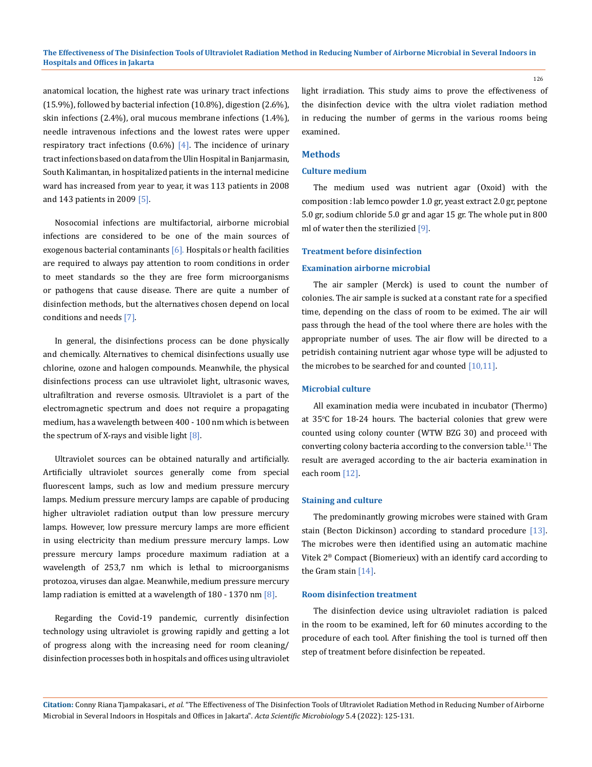anatomical location, the highest rate was urinary tract infections (15.9%), followed by bacterial infection (10.8%), digestion (2.6%), skin infections (2.4%), oral mucous membrane infections (1.4%), needle intravenous infections and the lowest rates were upper respiratory tract infections (0.6%) [4]. The incidence of urinary tract infections based on data from the Ulin Hospital in Banjarmasin, South Kalimantan, in hospitalized patients in the internal medicine ward has increased from year to year, it was 113 patients in 2008 and 143 patients in 2009 [5].

Nosocomial infections are multifactorial, airborne microbial infections are considered to be one of the main sources of exogenous bacterial contaminants [6]. Hospitals or health facilities are required to always pay attention to room conditions in order to meet standards so the they are free form microorganisms or pathogens that cause disease. There are quite a number of disinfection methods, but the alternatives chosen depend on local conditions and needs [7].

In general, the disinfections process can be done physically and chemically. Alternatives to chemical disinfections usually use chlorine, ozone and halogen compounds. Meanwhile, the physical disinfections process can use ultraviolet light, ultrasonic waves, ultrafiltration and reverse osmosis. Ultraviolet is a part of the electromagnetic spectrum and does not require a propagating medium, has a wavelength between 400 - 100 nm which is between the spectrum of X-rays and visible light [8].

Ultraviolet sources can be obtained naturally and artificially. Artificially ultraviolet sources generally come from special fluorescent lamps, such as low and medium pressure mercury lamps. Medium pressure mercury lamps are capable of producing higher ultraviolet radiation output than low pressure mercury lamps. However, low pressure mercury lamps are more efficient in using electricity than medium pressure mercury lamps. Low pressure mercury lamps procedure maximum radiation at a wavelength of 253,7 nm which is lethal to microorganisms protozoa, viruses dan algae. Meanwhile, medium pressure mercury lamp radiation is emitted at a wavelength of 180 - 1370 nm [8].

Regarding the Covid-19 pandemic, currently disinfection technology using ultraviolet is growing rapidly and getting a lot of progress along with the increasing need for room cleaning/disinfection processes both in hospitals and offices using ultraviolet light irradiation. This study aims to prove the effectiveness of the disinfection device with the ultra violet radiation method in reducing the number of germs in the various rooms being examined.

## Methods

### Culture medium

The medium used was nutrient agar (Oxoid) with the composition : lab lemco powder 1.0 gr, yeast extract 2.0 gr, peptone 5.0 gr, sodium chloride 5.0 gr and agar 15 gr. The whole put in 800 ml of water then the sterilizied [9].

### Treatment before disinfection

### Examination airborne microbial

The air sampler (Merck) is used to count the number of colonies. The air sample is sucked at a constant rate for a specified time, depending on the class of room to be eximed. The air will pass through the head of the tool where there are holes with the appropriate number of uses. The air flow will be directed to a petridish containing nutrient agar whose type will be adjusted to the microbes to be searched for and counted [10,11].

### Microbial culture

All examination media were incubated in incubator (Thermo) at 35°C for 18-24 hours. The bacterial colonies that grew were counted using colony counter (WTW BZG 30) and proceed with converting colony bacteria according to the conversion table.[11] The result are averaged according to the air bacteria examination in each room [12].

### Staining and culture

The predominantly growing microbes were stained with Gram stain (Becton Dickinson) according to standard procedure [13]. The microbes were then identified using an automatic machine Vitek 2® Compact (Biomerieux) with an identify card according to the Gram stain [14].

### Room disinfection treatment

The disinfection device using ultraviolet radiation is palced in the room to be examined, left for 60 minutes according to the procedure of each tool. After finishing the tool is turned off then step of treatment before disinfection be repeated.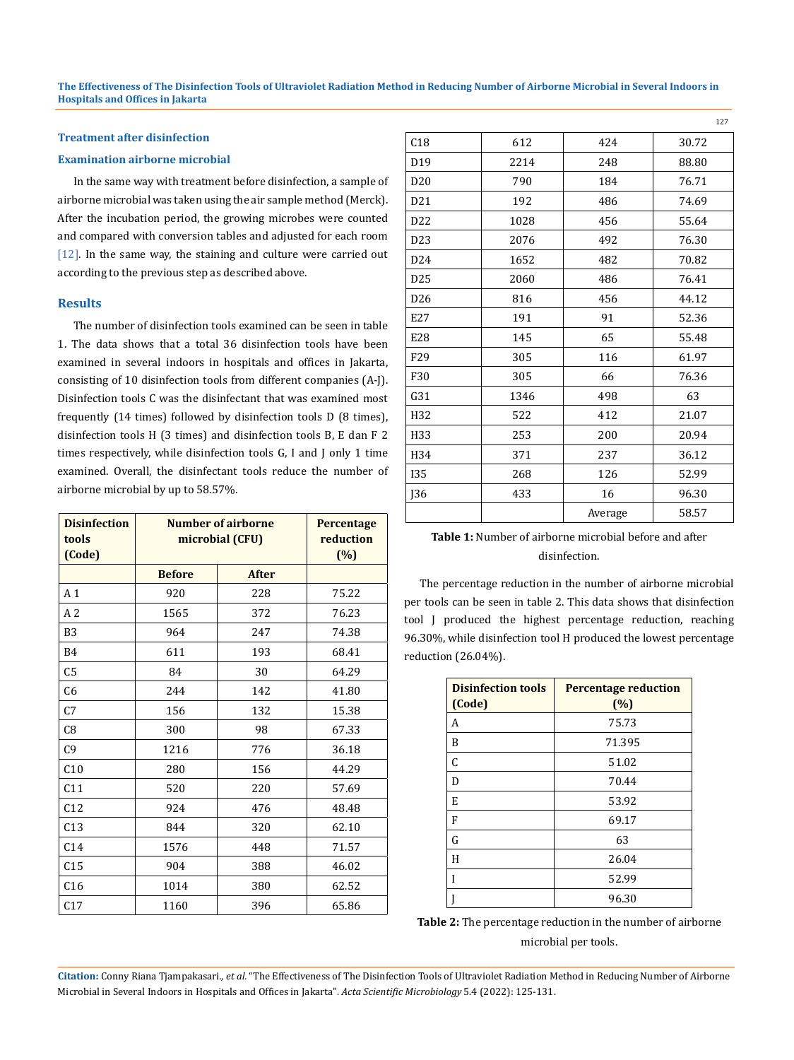### Treatment after disinfection

### Examination airborne microbial

In the same way with treatment before disinfection, a sample of airborne microbial was taken using the air sample method (Merck). After the incubation period, the growing microbes were counted and compared with conversion tables and adjusted for each room [12]. In the same way, the staining and culture were carried out according to the previous step as described above.

## Results

The number of disinfection tools examined can be seen in table 1. The data shows that a total 36 disinfection tools have been examined in several indoors in hospitals and offices in Jakarta, consisting of 10 disinfection tools from different companies (A-J). Disinfection tools C was the disinfectant that was examined most frequently (14 times) followed by disinfection tools D (8 times), disinfection tools H (3 times) and disinfection tools B, E dan F 2 times respectively, while disinfection tools G, I and J only 1 time examined. Overall, the disinfectant tools reduce the number of airborne microbial by up to 58.57%.

| Disinfection tools (Code) | Number of airborne microbial (CFU) | | Percentage reduction (%) |
|---|---|---|---|
| | Before | After | |
| A 1 | 920 | 228 | 75.22 |
| A 2 | 1565 | 372 | 76.23 |
| B3 | 964 | 247 | 74.38 |
| B4 | 611 | 193 | 68.41 |
| C5 | 84 | 30 | 64.29 |
| C6 | 244 | 142 | 41.80 |
| C7 | 156 | 132 | 15.38 |
| C8 | 300 | 98 | 67.33 |
| C9 | 1216 | 776 | 36.18 |
| C10 | 280 | 156 | 44.29 |
| C11 | 520 | 220 | 57.69 |
| C12 | 924 | 476 | 48.48 |
| C13 | 844 | 320 | 62.10 |
| C14 | 1576 | 448 | 71.57 |
| C15 | 904 | 388 | 46.02 |
| C16 | 1014 | 380 | 62.52 |
| C17 | 1160 | 396 | 65.86 |
| C18 | 612 | 424 | 30.72 |
| D19 | 2214 | 248 | 88.80 |
| D20 | 790 | 184 | 76.71 |
| D21 | 192 | 486 | 74.69 |
| D22 | 1028 | 456 | 55.64 |
| D23 | 2076 | 492 | 76.30 |
| D24 | 1652 | 482 | 70.82 |
| D25 | 2060 | 486 | 76.41 |
| D26 | 816 | 456 | 44.12 |
| E27 | 191 | 91 | 52.36 |
| E28 | 145 | 65 | 55.48 |
| F29 | 305 | 116 | 61.97 |
| F30 | 305 | 66 | 76.36 |
| G31 | 1346 | 498 | 63 |
| H32 | 522 | 412 | 21.07 |
| H33 | 253 | 200 | 20.94 |
| H34 | 371 | 237 | 36.12 |
| I35 | 268 | 126 | 52.99 |
| J36 | 433 | 16 | 96.30 |
| | | Average | 58.57 |

**Table 1:** Number of airborne microbial before and after disinfection.

The percentage reduction in the number of airborne microbial per tools can be seen in table 2. This data shows that disinfection tool J produced the highest percentage reduction, reaching 96.30%, while disinfection tool H produced the lowest percentage reduction (26.04%).

| Disinfection tools (Code) | Percentage reduction (%) |
|---|---|
| A | 75.73 |
| B | 71.395 |
| C | 51.02 |
| D | 70.44 |
| E | 53.92 |
| F | 69.17 |
| G | 63 |
| H | 26.04 |
| I | 52.99 |
| J | 96.30 |

**Table 2:** The percentage reduction in the number of airborne microbial per tools.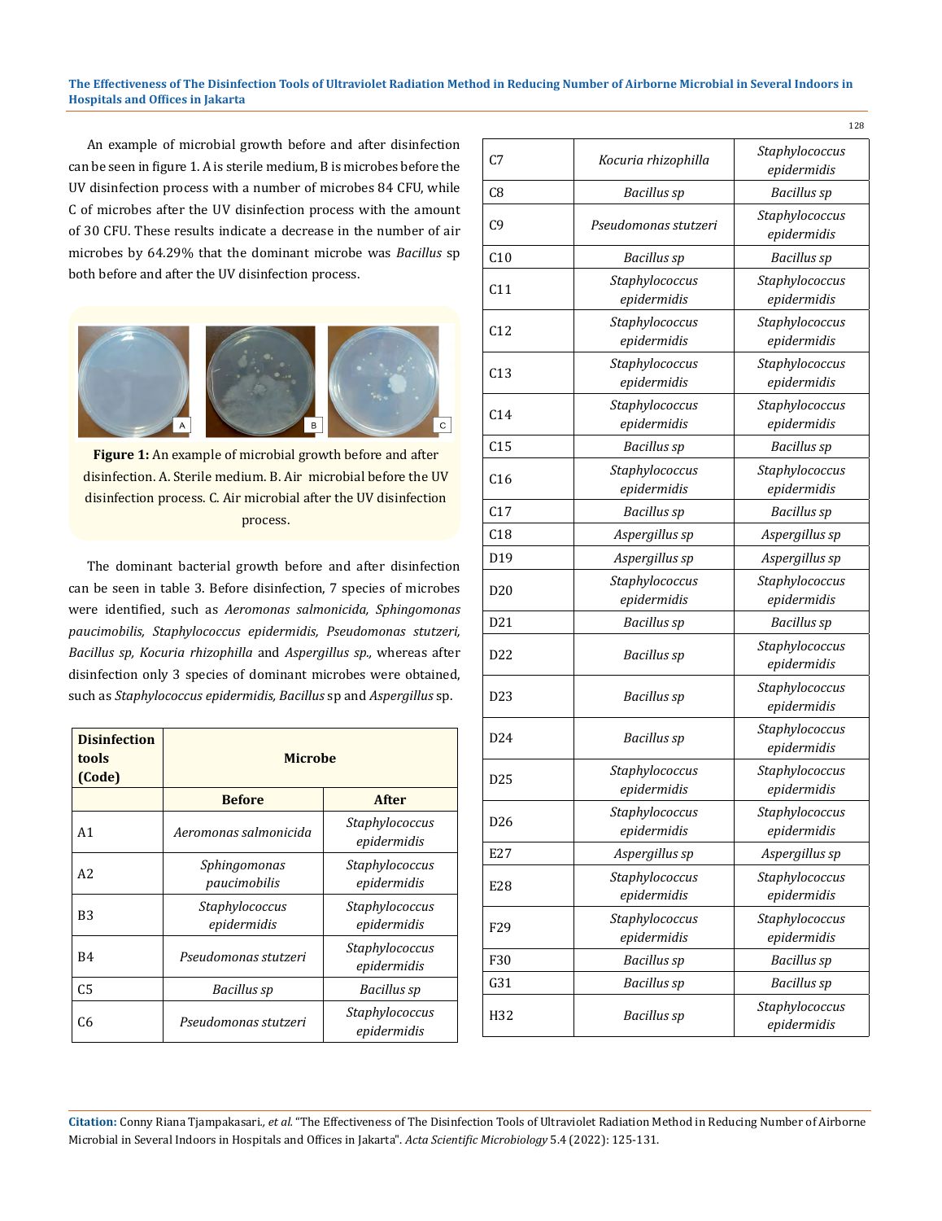An example of microbial growth before and after disinfection can be seen in figure 1. A is sterile medium, B is microbes before the UV disinfection process with a number of microbes 84 CFU, while C of microbes after the UV disinfection process with the amount of 30 CFU. These results indicate a decrease in the number of air microbes by 64.29% that the dominant microbe was *Bacillus* sp both before and after the UV disinfection process.

**Figure 1:** An example of microbial growth before and after disinfection. A. Sterile medium. B. Air microbial before the UV disinfection process. C. Air microbial after the UV disinfection process.

The dominant bacterial growth before and after disinfection can be seen in table 3. Before disinfection, 7 species of microbes were identified, such as *Aeromonas salmonicida, Sphingomonas paucimobilis, Staphylococcus epidermidis, Pseudomonas stutzeri, Bacillus sp, Kocuria rhizophilla* and *Aspergillus sp.,* whereas after disinfection only 3 species of dominant microbes were obtained, such as *Staphylococcus epidermidis, Bacillus* sp and *Aspergillus* sp.

| Disinfection tools (Code) | Microbe | |
|---|---|---|
| | **Before** | **After** |
| A1 | *Aeromonas salmonicida* | *Staphylococcus epidermidis* |
| A2 | *Sphingomonas paucimobilis* | *Staphylococcus epidermidis* |
| B3 | *Staphylococcus epidermidis* | *Staphylococcus epidermidis* |
| B4 | *Pseudomonas stutzeri* | *Staphylococcus epidermidis* |
| C5 | *Bacillus sp* | *Bacillus sp* |
| C6 | *Pseudomonas stutzeri* | *Staphylococcus epidermidis* |
| C7 | *Kocuria rhizophilla* | *Staphylococcus epidermidis* |
| C8 | *Bacillus sp* | *Bacillus sp* |
| C9 | *Pseudomonas stutzeri* | *Staphylococcus epidermidis* |
| C10 | *Bacillus sp* | *Bacillus sp* |
| C11 | *Staphylococcus epidermidis* | *Staphylococcus epidermidis* |
| C12 | *Staphylococcus epidermidis* | *Staphylococcus epidermidis* |
| C13 | *Staphylococcus epidermidis* | *Staphylococcus epidermidis* |
| C14 | *Staphylococcus epidermidis* | *Staphylococcus epidermidis* |
| C15 | *Bacillus sp* | *Bacillus sp* |
| C16 | *Staphylococcus epidermidis* | *Staphylococcus epidermidis* |
| C17 | *Bacillus sp* | *Bacillus sp* |
| C18 | *Aspergillus sp* | *Aspergillus sp* |
| D19 | *Aspergillus sp* | *Aspergillus sp* |
| D20 | *Staphylococcus epidermidis* | *Staphylococcus epidermidis* |
| D21 | *Bacillus sp* | *Bacillus sp* |
| D22 | *Bacillus sp* | *Staphylococcus epidermidis* |
| D23 | *Bacillus sp* | *Staphylococcus epidermidis* |
| D24 | *Bacillus sp* | *Staphylococcus epidermidis* |
| D25 | *Staphylococcus epidermidis* | *Staphylococcus epidermidis* |
| D26 | *Staphylococcus epidermidis* | *Staphylococcus epidermidis* |
| E27 | *Aspergillus sp* | *Aspergillus sp* |
| E28 | *Staphylococcus epidermidis* | *Staphylococcus epidermidis* |
| F29 | *Staphylococcus epidermidis* | *Staphylococcus epidermidis* |
| F30 | *Bacillus sp* | *Bacillus sp* |
| G31 | *Bacillus sp* | *Bacillus sp* |
| H32 | *Bacillus sp* | *Staphylococcus epidermidis* |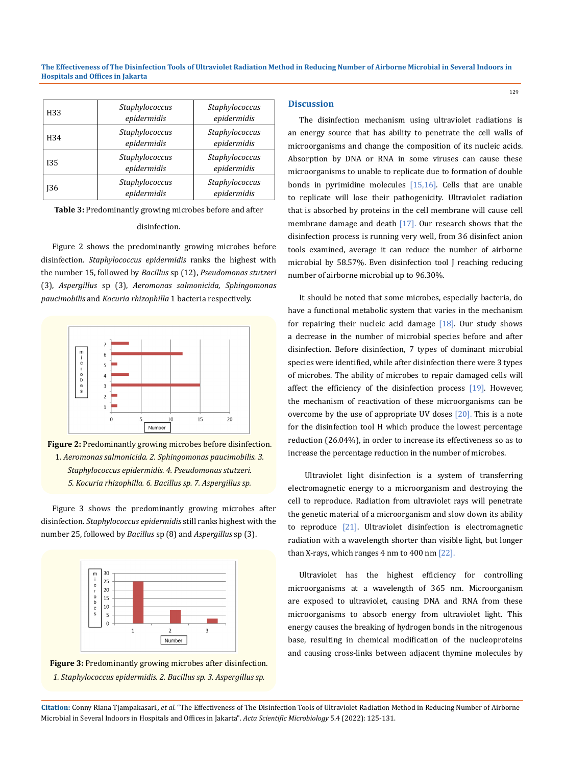| H33 | *Staphylococcus epidermidis* | *Staphylococcus epidermidis* |
|---|---|---|
| H34 | *Staphylococcus epidermidis* | *Staphylococcus epidermidis* |
| I35 | *Staphylococcus epidermidis* | *Staphylococcus epidermidis* |
| J36 | *Staphylococcus epidermidis* | *Staphylococcus epidermidis* |

**Table 3:** Predominantly growing microbes before and after disinfection.

Figure 2 shows the predominantly growing microbes before disinfection. *Staphylococcus epidermidis* ranks the highest with the number 15, followed by *Bacillus* sp (12), *Pseudomonas stutzeri* (3), *Aspergillus* sp (3), *Aeromonas salmonicida, Sphingomonas paucimobilis* and *Kocuria rhizophilla* 1 bacteria respectively.

**Figure 2:** Predominantly growing microbes before disinfection. 1. *Aeromonas salmonicida*. 2. *Sphingomonas paucimobilis*. 3. *Staphylococcus epidermidis*. 4. *Pseudomonas stutzeri*. 5. *Kocuria rhizophilla*. 6. *Bacillus sp*. 7. *Aspergillus sp*.

Figure 3 shows the predominantly growing microbes after disinfection. *Staphylococcus epidermidis* still ranks highest with the number 25, followed by *Bacillus* sp (8) and *Aspergillus* sp (3).

**Figure 3:** Predominantly growing microbes after disinfection. 1. *Staphylococcus epidermidis*. 2. *Bacillus sp*. 3. *Aspergillus sp*.

## Discussion

The disinfection mechanism using ultraviolet radiations is an energy source that has ability to penetrate the cell walls of microorganisms and change the composition of its nucleic acids. Absorption by DNA or RNA in some viruses can cause these microorganisms to unable to replicate due to formation of double bonds in pyrimidine molecules [15,16]. Cells that are unable to replicate will lose their pathogenicity. Ultraviolet radiation that is absorbed by proteins in the cell membrane will cause cell membrane damage and death [17]. Our research shows that the disinfection process is running very well, from 36 disinfect anion tools examined, average it can reduce the number of airborne microbial by 58.57%. Even disinfection tool J reaching reducing number of airborne microbial up to 96.30%.

It should be noted that some microbes, especially bacteria, do have a functional metabolic system that varies in the mechanism for repairing their nucleic acid damage [18]. Our study shows a decrease in the number of microbial species before and after disinfection. Before disinfection, 7 types of dominant microbial species were identified, while after disinfection there were 3 types of microbes. The ability of microbes to repair damaged cells will affect the efficiency of the disinfection process [19]. However, the mechanism of reactivation of these microorganisms can be overcome by the use of appropriate UV doses [20]. This is a note for the disinfection tool H which produce the lowest percentage reduction (26.04%), in order to increase its effectiveness so as to increase the percentage reduction in the number of microbes.

Ultraviolet light disinfection is a system of transferring electromagnetic energy to a microorganism and destroying the cell to reproduce. Radiation from ultraviolet rays will penetrate the genetic material of a microorganism and slow down its ability to reproduce [21]. Ultraviolet disinfection is electromagnetic radiation with a wavelength shorter than visible light, but longer than X-rays, which ranges 4 nm to 400 nm [22].

Ultraviolet has the highest efficiency for controlling microorganisms at a wavelength of 365 nm. Microorganism are exposed to ultraviolet, causing DNA and RNA from these microorganisms to absorb energy from ultraviolet light. This energy causes the breaking of hydrogen bonds in the nitrogenous base, resulting in chemical modification of the nucleoproteins and causing cross-links between adjacent thymine molecules by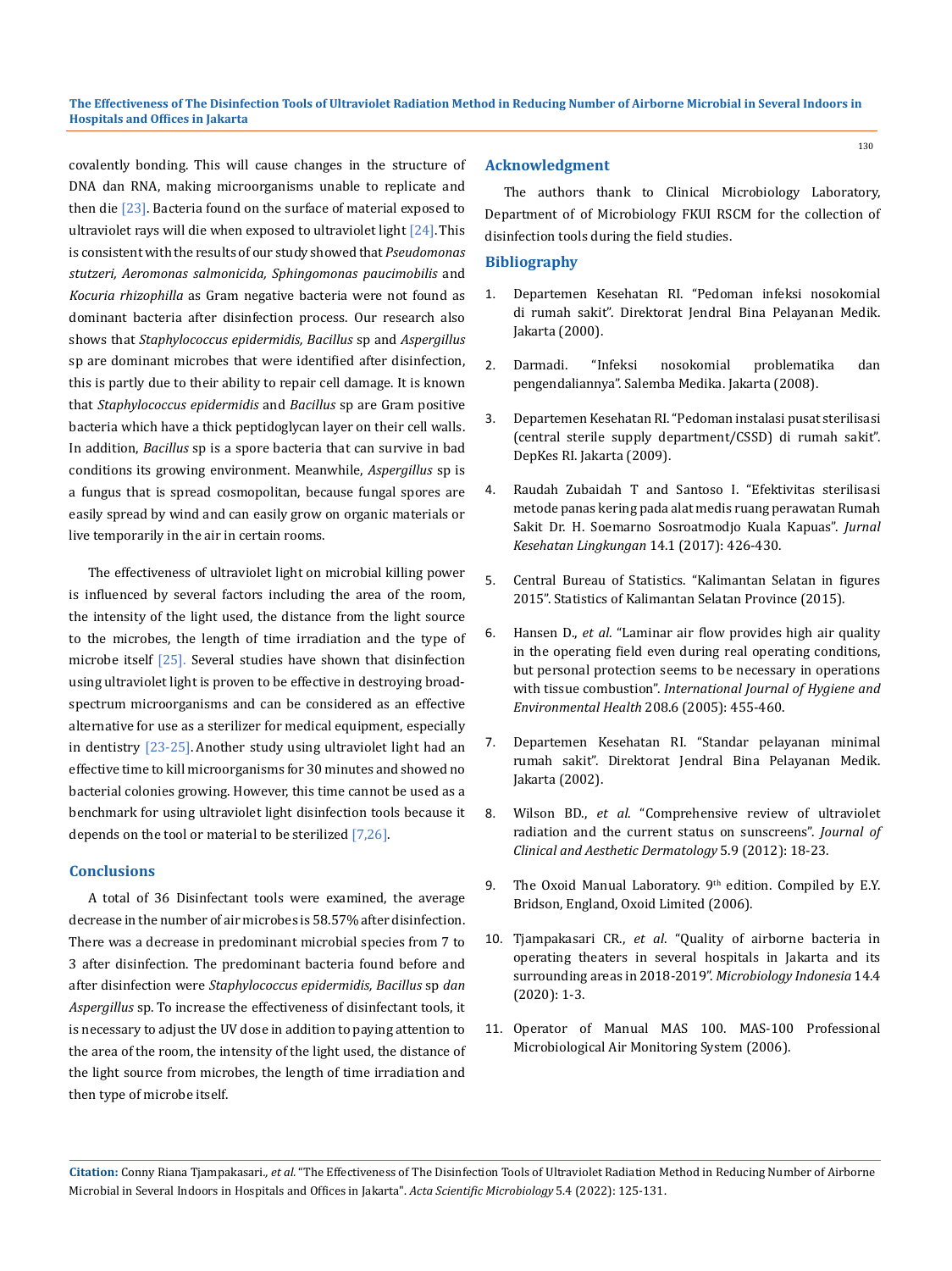covalently bonding. This will cause changes in the structure of DNA dan RNA, making microorganisms unable to replicate and then die [23]. Bacteria found on the surface of material exposed to ultraviolet rays will die when exposed to ultraviolet light [24]. This is consistent with the results of our study showed that *Pseudomonas stutzeri, Aeromonas salmonicida, Sphingomonas paucimobilis* and *Kocuria rhizophilla* as Gram negative bacteria were not found as dominant bacteria after disinfection process. Our research also shows that *Staphylococcus epidermidis, Bacillus* sp and *Aspergillus* sp are dominant microbes that were identified after disinfection, this is partly due to their ability to repair cell damage. It is known that *Staphylococcus epidermidis* and *Bacillus* sp are Gram positive bacteria which have a thick peptidoglycan layer on their cell walls. In addition, *Bacillus* sp is a spore bacteria that can survive in bad conditions its growing environment. Meanwhile, *Aspergillus* sp is a fungus that is spread cosmopolitan, because fungal spores are easily spread by wind and can easily grow on organic materials or live temporarily in the air in certain rooms.

The effectiveness of ultraviolet light on microbial killing power is influenced by several factors including the area of the room, the intensity of the light used, the distance from the light source to the microbes, the length of time irradiation and the type of microbe itself [25]. Several studies have shown that disinfection using ultraviolet light is proven to be effective in destroying broad-spectrum microorganisms and can be considered as an effective alternative for use as a sterilizer for medical equipment, especially in dentistry [23-25]. Another study using ultraviolet light had an effective time to kill microorganisms for 30 minutes and showed no bacterial colonies growing. However, this time cannot be used as a benchmark for using ultraviolet light disinfection tools because it depends on the tool or material to be sterilized [7,26].

## Conclusions

A total of 36 Disinfectant tools were examined, the average decrease in the number of air microbes is 58.57% after disinfection. There was a decrease in predominant microbial species from 7 to 3 after disinfection. The predominant bacteria found before and after disinfection were *Staphylococcus epidermidis, Bacillus* sp *dan Aspergillus* sp. To increase the effectiveness of disinfectant tools, it is necessary to adjust the UV dose in addition to paying attention to the area of the room, the intensity of the light used, the distance of the light source from microbes, the length of time irradiation and then type of microbe itself.

## Acknowledgment

The authors thank to Clinical Microbiology Laboratory, Department of of Microbiology FKUI RSCM for the collection of disinfection tools during the field studies.

## Bibliography

1. Departemen Kesehatan RI. "Pedoman infeksi nosokomial di rumah sakit". Direktorat Jendral Bina Pelayanan Medik. Jakarta (2000).
2. Darmadi. "Infeksi nosokomial problematika dan pengendaliannya". Salemba Medika. Jakarta (2008).
3. Departemen Kesehatan RI. "Pedoman instalasi pusat sterilisasi (central sterile supply department/CSSD) di rumah sakit". DepKes RI. Jakarta (2009).
4. Raudah Zubaidah T and Santoso I. "Efektivitas sterilisasi metode panas kering pada alat medis ruang perawatan Rumah Sakit Dr. H. Soemarno Sosroatmodjo Kuala Kapuas". *Jurnal Kesehatan Lingkungan* 14.1 (2017): 426-430.
5. Central Bureau of Statistics. "Kalimantan Selatan in figures 2015". Statistics of Kalimantan Selatan Province (2015).
6. Hansen D., *et al*. "Laminar air flow provides high air quality in the operating field even during real operating conditions, but personal protection seems to be necessary in operations with tissue combustion". *International Journal of Hygiene and Environmental Health* 208.6 (2005): 455-460.
7. Departemen Kesehatan RI. "Standar pelayanan minimal rumah sakit". Direktorat Jendral Bina Pelayanan Medik. Jakarta (2002).
8. Wilson BD., *et al*. "Comprehensive review of ultraviolet radiation and the current status on sunscreens". *Journal of Clinical and Aesthetic Dermatology* 5.9 (2012): 18-23.
9. The Oxoid Manual Laboratory. 9th edition. Compiled by E.Y. Bridson, England, Oxoid Limited (2006).
10. Tjampakasari CR., *et al*. "Quality of airborne bacteria in operating theaters in several hospitals in Jakarta and its surrounding areas in 2018-2019". *Microbiology Indonesia* 14.4 (2020): 1-3.
11. Operator of Manual MAS 100. MAS-100 Professional Microbiological Air Monitoring System (2006).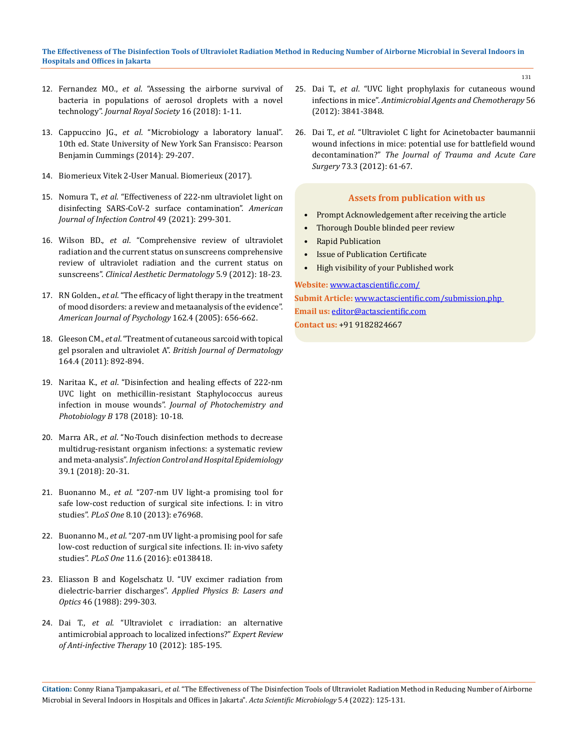12. Fernandez MO., *et al*. "Assessing the airborne survival of bacteria in populations of aerosol droplets with a novel technology". *Journal Royal Society* 16 (2018): 1-11.

13. Cappuccino JG., *et al*. "Microbiology a laboratory lanual". 10th ed. State University of New York San Fransisco: Pearson Benjamin Cummings (2014): 29-207.

14. Biomerieux Vitek 2-User Manual. Biomerieux (2017).

15. Nomura T., *et al*. "Effectiveness of 222-nm ultraviolet light on disinfecting SARS-CoV-2 surface contamination". *American Journal of Infection Control* 49 (2021): 299-301.

16. Wilson BD., *et al*. "Comprehensive review of ultraviolet radiation and the current status on sunscreens comprehensive review of ultraviolet radiation and the current status on sunscreens". *Clinical Aesthetic Dermatology* 5.9 (2012): 18-23.

17. RN Golden., *et al*. "The efficacy of light therapy in the treatment of mood disorders: a review and metaanalysis of the evidence". *American Journal of Psychology* 162.4 (2005): 656-662.

18. Gleeson CM., *et al*. "Treatment of cutaneous sarcoid with topical gel psoralen and ultraviolet A". *British Journal of Dermatology* 164.4 (2011): 892-894.

19. Naritaa K., *et al*. "Disinfection and healing effects of 222-nm UVC light on methicillin-resistant Staphylococcus aureus infection in mouse wounds". *Journal of Photochemistry and Photobiology B* 178 (2018): 10-18.

20. Marra AR., *et al*. "No-Touch disinfection methods to decrease multidrug-resistant organism infections: a systematic review and meta-analysis". *Infection Control and Hospital Epidemiology* 39.1 (2018): 20-31.

21. Buonanno M., *et al*. "207-nm UV light-a promising tool for safe low-cost reduction of surgical site infections. I: in vitro studies". *PLoS One* 8.10 (2013): e76968.

22. Buonanno M., *et al*. "207-nm UV light-a promising pool for safe low-cost reduction of surgical site infections. II: in-vivo safety studies". *PLoS One* 11.6 (2016): e0138418.

23. Eliasson B and Kogelschatz U. "UV excimer radiation from dielectric-barrier discharges". *Applied Physics B: Lasers and Optics* 46 (1988): 299-303.

24. Dai T., *et al*. "Ultraviolet c irradiation: an alternative antimicrobial approach to localized infections?" *Expert Review of Anti-infective Therapy* 10 (2012): 185-195.

25. Dai T., *et al*. "UVC light prophylaxis for cutaneous wound infections in mice". *Antimicrobial Agents and Chemotherapy* 56 (2012): 3841-3848.

26. Dai T., *et al*. "Ultraviolet C light for Acinetobacter baumannii wound infections in mice: potential use for battlefield wound decontamination?" *The Journal of Trauma and Acute Care Surgery* 73.3 (2012): 61-67.

**Assets from publication with us**

- Prompt Acknowledgement after receiving the article
- Thorough Double blinded peer review
- Rapid Publication
- Issue of Publication Certificate
- High visibility of your Published work

**Website:** www.actascientific.com/
**Submit Article:** www.actascientific.com/submission.php
**Email us:** editor@actascientific.com
**Contact us:** +91 9182824667